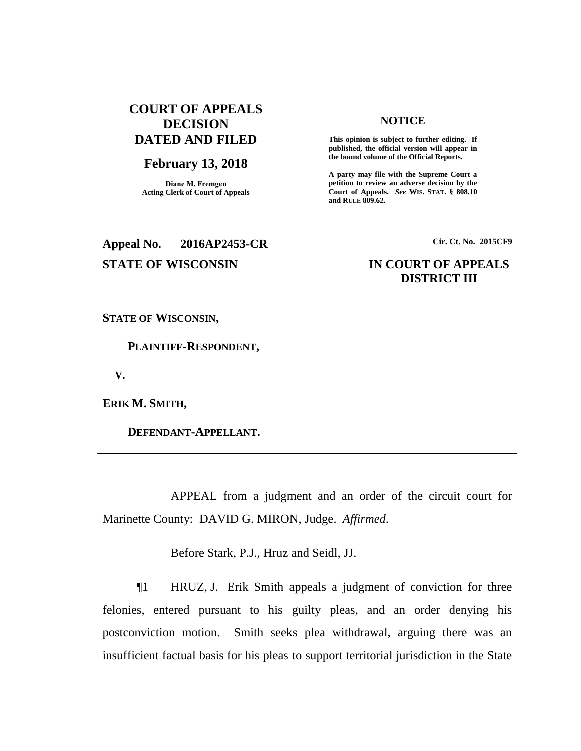**COURT OF APPEALS DECISION DATED AND FILED**

**February 13, 2018**

**Diane M. Fremgen**
**Acting Clerk of Court of Appeals**

**NOTICE**

**This opinion is subject to further editing. If published, the official version will appear in the bound volume of the Official Reports.**

**A party may file with the Supreme Court a petition to review an adverse decision by the Court of Appeals.** ***See*** **WIS. STAT. § 808.10 and RULE 809.62.**

**Appeal No. 2016AP2453-CR** **Cir. Ct. No. 2015CF9**

**STATE OF WISCONSIN** **IN COURT OF APPEALS DISTRICT III**

---

**STATE OF WISCONSIN,**

**PLAINTIFF-RESPONDENT,**

**V.**

**ERIK M. SMITH,**

**DEFENDANT-APPELLANT.**

---

APPEAL from a judgment and an order of the circuit court for Marinette County: DAVID G. MIRON, Judge. *Affirmed*.

Before Stark, P.J., Hruz and Seidl, JJ.

¶1 HRUZ, J. Erik Smith appeals a judgment of conviction for three felonies, entered pursuant to his guilty pleas, and an order denying his postconviction motion. Smith seeks plea withdrawal, arguing there was an insufficient factual basis for his pleas to support territorial jurisdiction in the State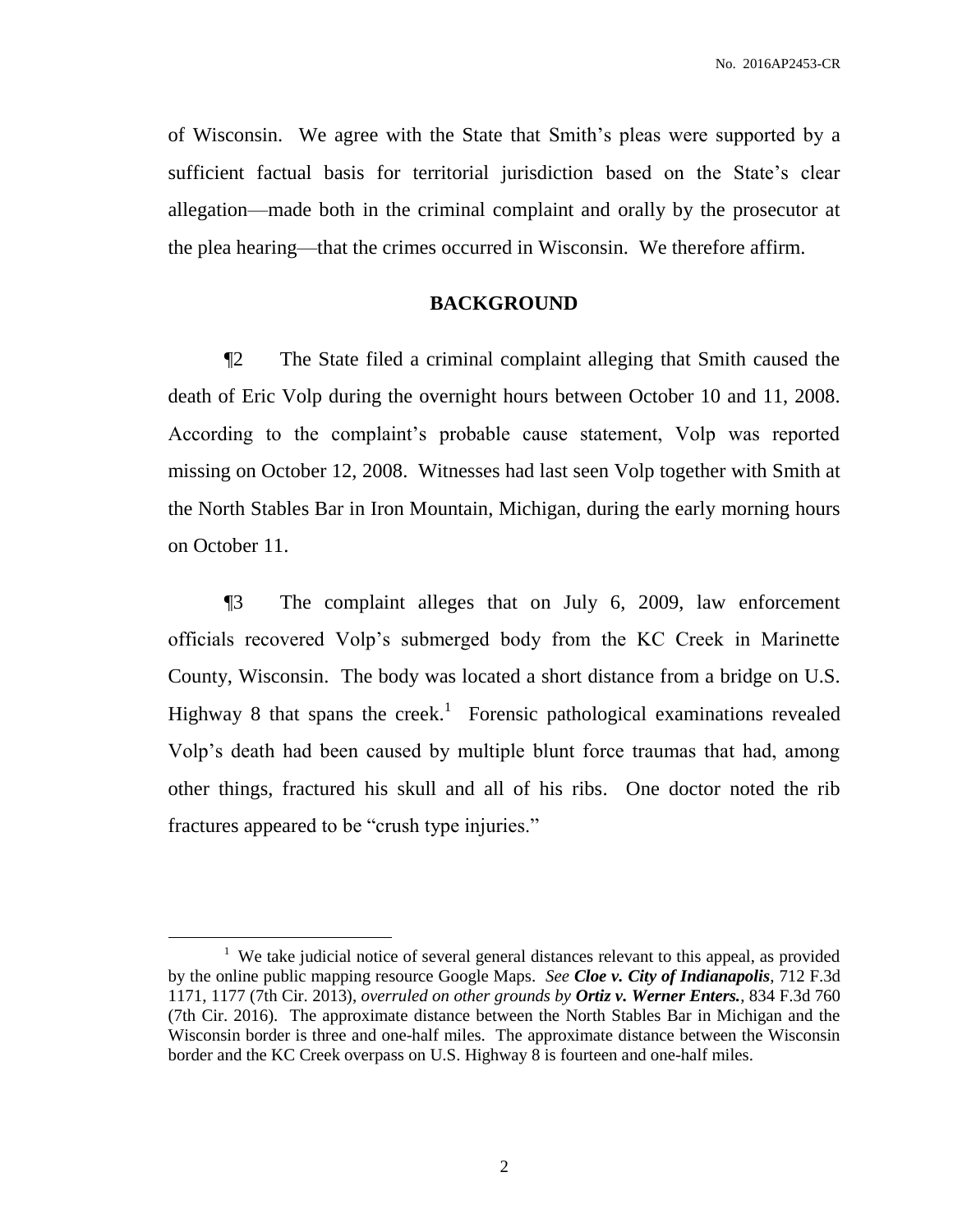of Wisconsin. We agree with the State that Smith's pleas were supported by a sufficient factual basis for territorial jurisdiction based on the State's clear allegation—made both in the criminal complaint and orally by the prosecutor at the plea hearing—that the crimes occurred in Wisconsin. We therefore affirm.

## BACKGROUND

¶2 The State filed a criminal complaint alleging that Smith caused the death of Eric Volp during the overnight hours between October 10 and 11, 2008. According to the complaint's probable cause statement, Volp was reported missing on October 12, 2008. Witnesses had last seen Volp together with Smith at the North Stables Bar in Iron Mountain, Michigan, during the early morning hours on October 11.

¶3 The complaint alleges that on July 6, 2009, law enforcement officials recovered Volp's submerged body from the KC Creek in Marinette County, Wisconsin. The body was located a short distance from a bridge on U.S. Highway 8 that spans the creek.[1] Forensic pathological examinations revealed Volp's death had been caused by multiple blunt force traumas that had, among other things, fractured his skull and all of his ribs. One doctor noted the rib fractures appeared to be "crush type injuries."

---

[1] We take judicial notice of several general distances relevant to this appeal, as provided by the online public mapping resource Google Maps. *See* ***Cloe v. City of Indianapolis***, 712 F.3d 1171, 1177 (7th Cir. 2013), *overruled on other grounds by* ***Ortiz v. Werner Enters.***, 834 F.3d 760 (7th Cir. 2016). The approximate distance between the North Stables Bar in Michigan and the Wisconsin border is three and one-half miles. The approximate distance between the Wisconsin border and the KC Creek overpass on U.S. Highway 8 is fourteen and one-half miles.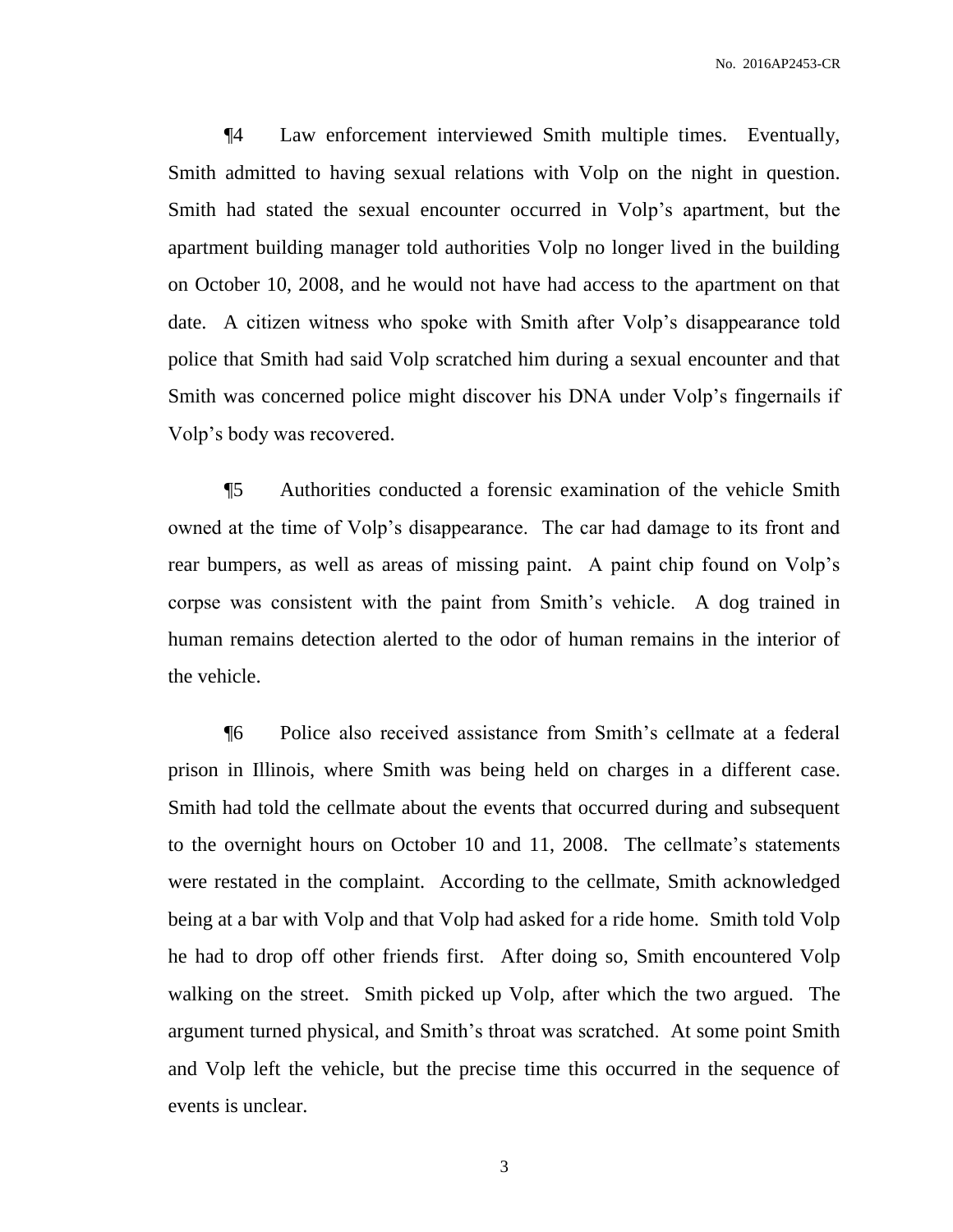¶4 Law enforcement interviewed Smith multiple times. Eventually, Smith admitted to having sexual relations with Volp on the night in question. Smith had stated the sexual encounter occurred in Volp's apartment, but the apartment building manager told authorities Volp no longer lived in the building on October 10, 2008, and he would not have had access to the apartment on that date. A citizen witness who spoke with Smith after Volp's disappearance told police that Smith had said Volp scratched him during a sexual encounter and that Smith was concerned police might discover his DNA under Volp's fingernails if Volp's body was recovered.

¶5 Authorities conducted a forensic examination of the vehicle Smith owned at the time of Volp's disappearance. The car had damage to its front and rear bumpers, as well as areas of missing paint. A paint chip found on Volp's corpse was consistent with the paint from Smith's vehicle. A dog trained in human remains detection alerted to the odor of human remains in the interior of the vehicle.

¶6 Police also received assistance from Smith's cellmate at a federal prison in Illinois, where Smith was being held on charges in a different case. Smith had told the cellmate about the events that occurred during and subsequent to the overnight hours on October 10 and 11, 2008. The cellmate's statements were restated in the complaint. According to the cellmate, Smith acknowledged being at a bar with Volp and that Volp had asked for a ride home. Smith told Volp he had to drop off other friends first. After doing so, Smith encountered Volp walking on the street. Smith picked up Volp, after which the two argued. The argument turned physical, and Smith's throat was scratched. At some point Smith and Volp left the vehicle, but the precise time this occurred in the sequence of events is unclear.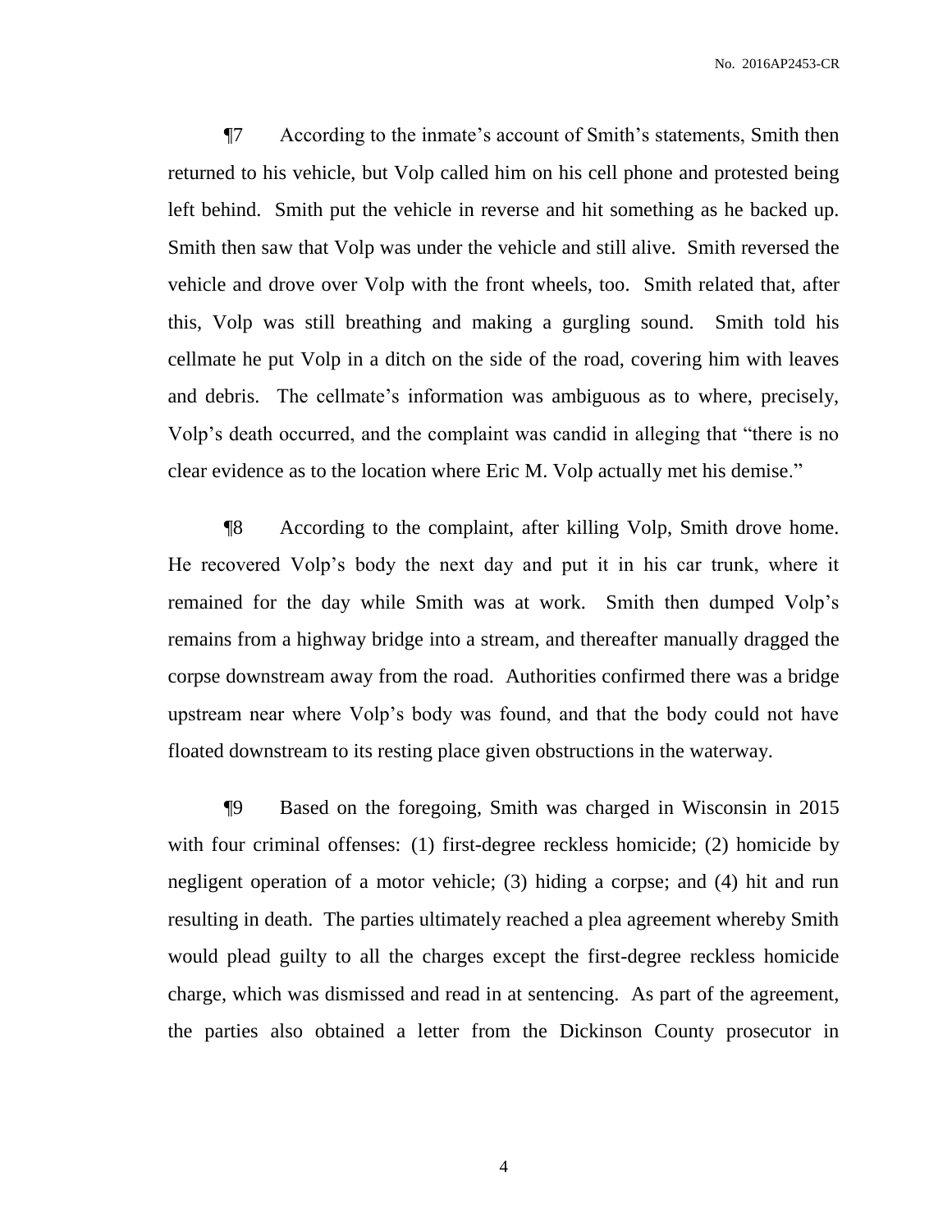¶7 According to the inmate's account of Smith's statements, Smith then returned to his vehicle, but Volp called him on his cell phone and protested being left behind. Smith put the vehicle in reverse and hit something as he backed up. Smith then saw that Volp was under the vehicle and still alive. Smith reversed the vehicle and drove over Volp with the front wheels, too. Smith related that, after this, Volp was still breathing and making a gurgling sound. Smith told his cellmate he put Volp in a ditch on the side of the road, covering him with leaves and debris. The cellmate's information was ambiguous as to where, precisely, Volp's death occurred, and the complaint was candid in alleging that "there is no clear evidence as to the location where Eric M. Volp actually met his demise."

¶8 According to the complaint, after killing Volp, Smith drove home. He recovered Volp's body the next day and put it in his car trunk, where it remained for the day while Smith was at work. Smith then dumped Volp's remains from a highway bridge into a stream, and thereafter manually dragged the corpse downstream away from the road. Authorities confirmed there was a bridge upstream near where Volp's body was found, and that the body could not have floated downstream to its resting place given obstructions in the waterway.

¶9 Based on the foregoing, Smith was charged in Wisconsin in 2015 with four criminal offenses: (1) first-degree reckless homicide; (2) homicide by negligent operation of a motor vehicle; (3) hiding a corpse; and (4) hit and run resulting in death. The parties ultimately reached a plea agreement whereby Smith would plead guilty to all the charges except the first-degree reckless homicide charge, which was dismissed and read in at sentencing. As part of the agreement, the parties also obtained a letter from the Dickinson County prosecutor in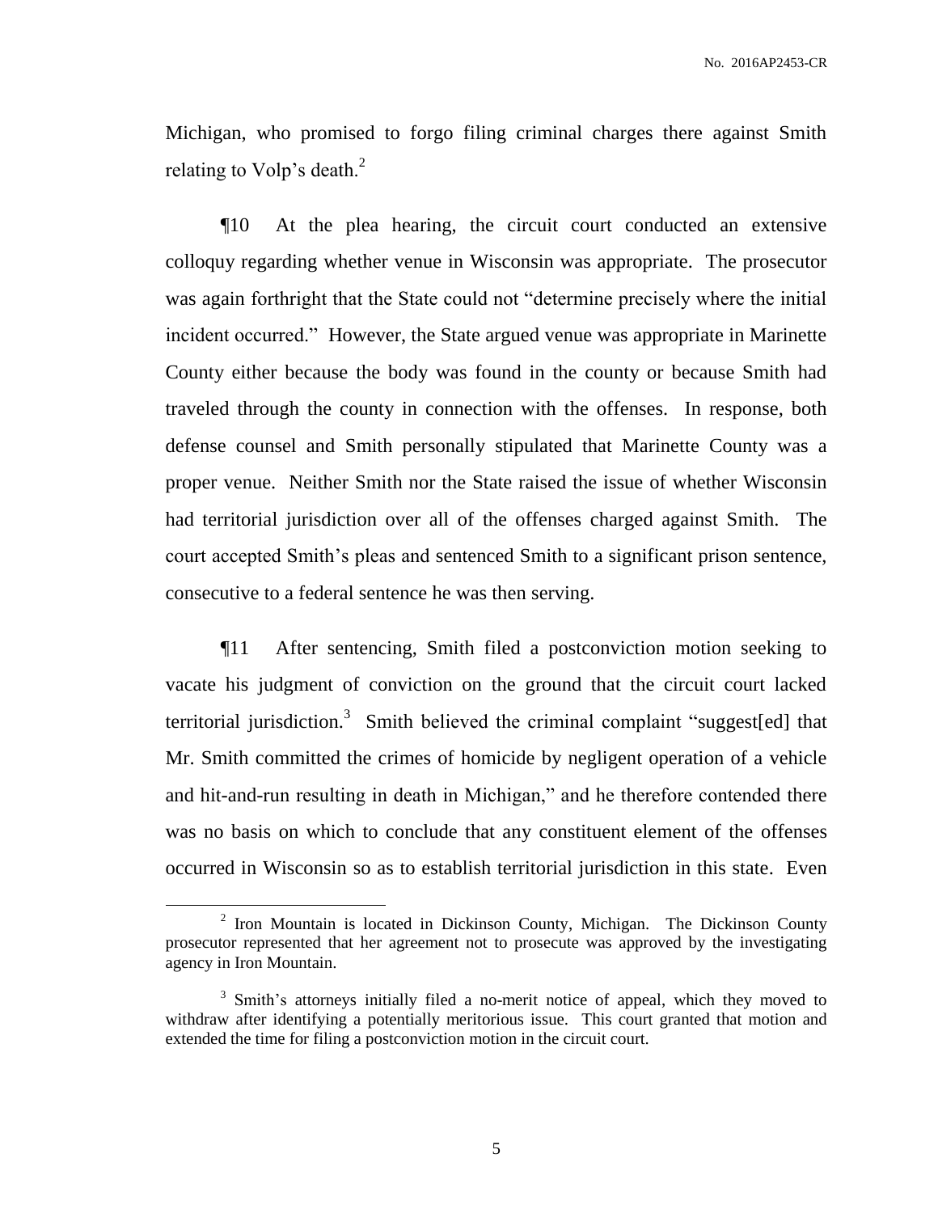Michigan, who promised to forgo filing criminal charges there against Smith relating to Volp's death.[2]

¶10 At the plea hearing, the circuit court conducted an extensive colloquy regarding whether venue in Wisconsin was appropriate. The prosecutor was again forthright that the State could not "determine precisely where the initial incident occurred." However, the State argued venue was appropriate in Marinette County either because the body was found in the county or because Smith had traveled through the county in connection with the offenses. In response, both defense counsel and Smith personally stipulated that Marinette County was a proper venue. Neither Smith nor the State raised the issue of whether Wisconsin had territorial jurisdiction over all of the offenses charged against Smith. The court accepted Smith's pleas and sentenced Smith to a significant prison sentence, consecutive to a federal sentence he was then serving.

¶11 After sentencing, Smith filed a postconviction motion seeking to vacate his judgment of conviction on the ground that the circuit court lacked territorial jurisdiction.[3] Smith believed the criminal complaint "suggest[ed] that Mr. Smith committed the crimes of homicide by negligent operation of a vehicle and hit-and-run resulting in death in Michigan," and he therefore contended there was no basis on which to conclude that any constituent element of the offenses occurred in Wisconsin so as to establish territorial jurisdiction in this state. Even

---

[2] Iron Mountain is located in Dickinson County, Michigan. The Dickinson County prosecutor represented that her agreement not to prosecute was approved by the investigating agency in Iron Mountain.

[3] Smith's attorneys initially filed a no-merit notice of appeal, which they moved to withdraw after identifying a potentially meritorious issue. This court granted that motion and extended the time for filing a postconviction motion in the circuit court.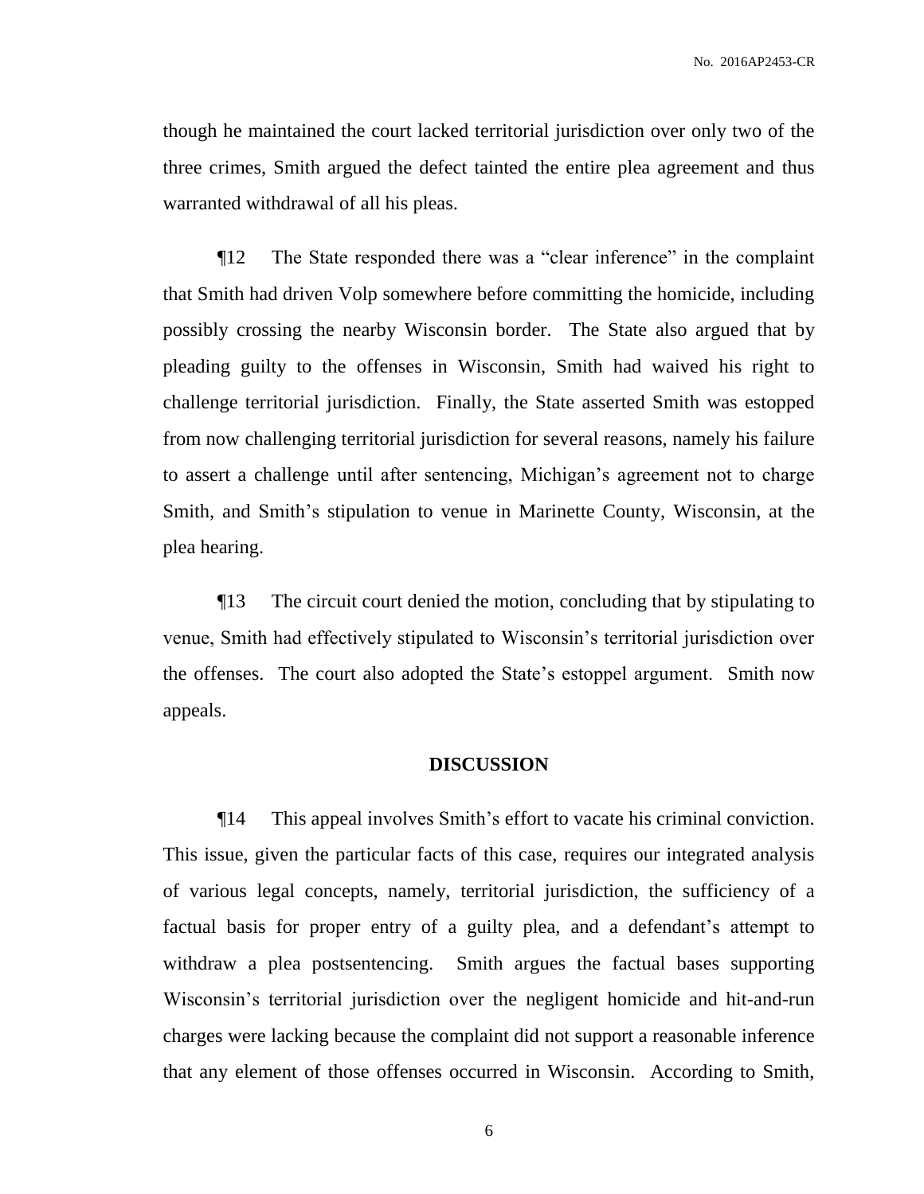though he maintained the court lacked territorial jurisdiction over only two of the three crimes, Smith argued the defect tainted the entire plea agreement and thus warranted withdrawal of all his pleas.

¶12 The State responded there was a "clear inference" in the complaint that Smith had driven Volp somewhere before committing the homicide, including possibly crossing the nearby Wisconsin border. The State also argued that by pleading guilty to the offenses in Wisconsin, Smith had waived his right to challenge territorial jurisdiction. Finally, the State asserted Smith was estopped from now challenging territorial jurisdiction for several reasons, namely his failure to assert a challenge until after sentencing, Michigan's agreement not to charge Smith, and Smith's stipulation to venue in Marinette County, Wisconsin, at the plea hearing.

¶13 The circuit court denied the motion, concluding that by stipulating to venue, Smith had effectively stipulated to Wisconsin's territorial jurisdiction over the offenses. The court also adopted the State's estoppel argument. Smith now appeals.

## DISCUSSION

¶14 This appeal involves Smith's effort to vacate his criminal conviction. This issue, given the particular facts of this case, requires our integrated analysis of various legal concepts, namely, territorial jurisdiction, the sufficiency of a factual basis for proper entry of a guilty plea, and a defendant's attempt to withdraw a plea postsentencing. Smith argues the factual bases supporting Wisconsin's territorial jurisdiction over the negligent homicide and hit-and-run charges were lacking because the complaint did not support a reasonable inference that any element of those offenses occurred in Wisconsin. According to Smith,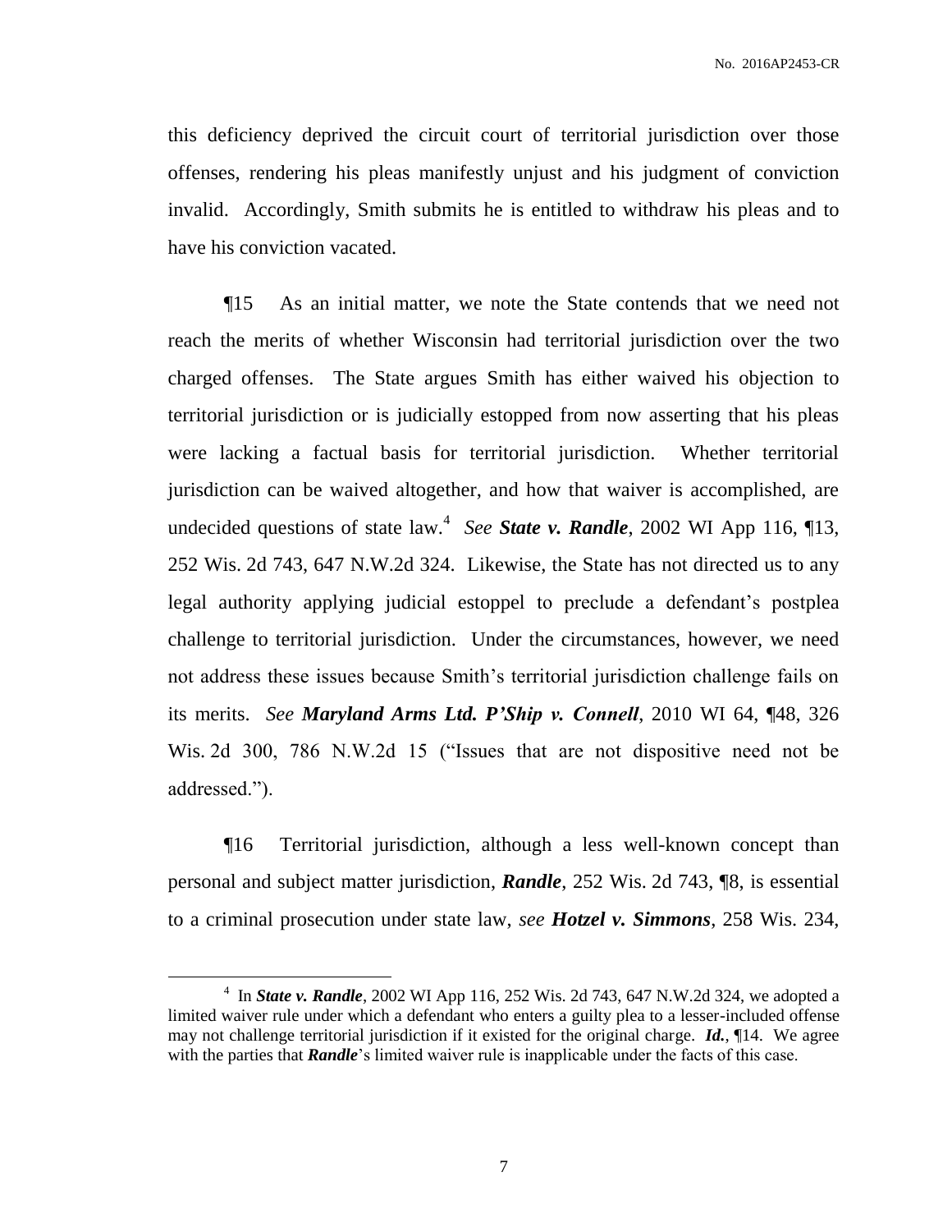this deficiency deprived the circuit court of territorial jurisdiction over those offenses, rendering his pleas manifestly unjust and his judgment of conviction invalid. Accordingly, Smith submits he is entitled to withdraw his pleas and to have his conviction vacated.

¶15 As an initial matter, we note the State contends that we need not reach the merits of whether Wisconsin had territorial jurisdiction over the two charged offenses. The State argues Smith has either waived his objection to territorial jurisdiction or is judicially estopped from now asserting that his pleas were lacking a factual basis for territorial jurisdiction. Whether territorial jurisdiction can be waived altogether, and how that waiver is accomplished, are undecided questions of state law.[4] *See* ***State v. Randle***, 2002 WI App 116, ¶13, 252 Wis. 2d 743, 647 N.W.2d 324. Likewise, the State has not directed us to any legal authority applying judicial estoppel to preclude a defendant's postplea challenge to territorial jurisdiction. Under the circumstances, however, we need not address these issues because Smith's territorial jurisdiction challenge fails on its merits. *See* ***Maryland Arms Ltd. P'Ship v. Connell***, 2010 WI 64, ¶48, 326 Wis. 2d 300, 786 N.W.2d 15 ("Issues that are not dispositive need not be addressed.").

¶16 Territorial jurisdiction, although a less well-known concept than personal and subject matter jurisdiction, ***Randle***, 252 Wis. 2d 743, ¶8, is essential to a criminal prosecution under state law, *see* ***Hotzel v. Simmons***, 258 Wis. 234,

---

[4] In ***State v. Randle***, 2002 WI App 116, 252 Wis. 2d 743, 647 N.W.2d 324, we adopted a limited waiver rule under which a defendant who enters a guilty plea to a lesser-included offense may not challenge territorial jurisdiction if it existed for the original charge. ***Id.***, ¶14. We agree with the parties that ***Randle***'s limited waiver rule is inapplicable under the facts of this case.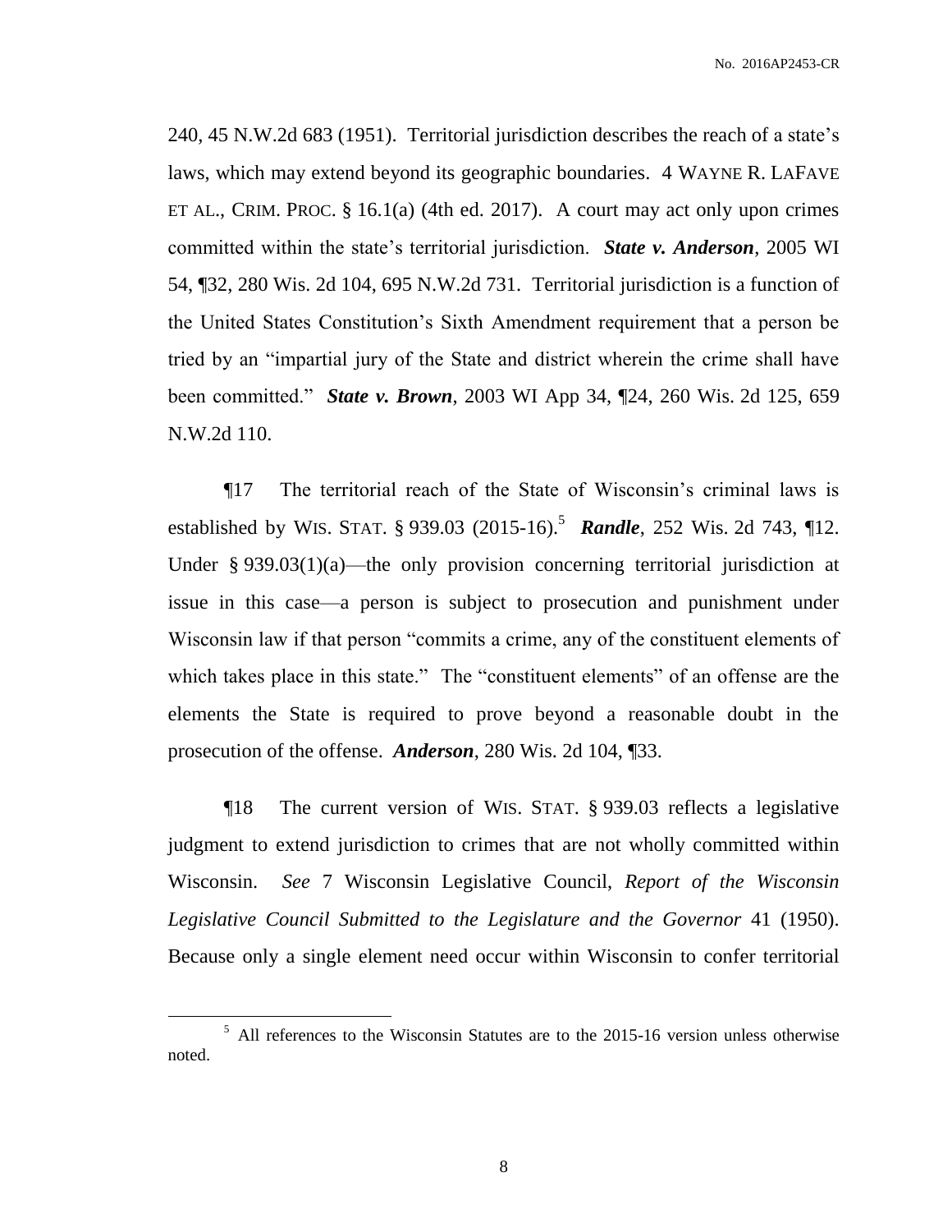240, 45 N.W.2d 683 (1951). Territorial jurisdiction describes the reach of a state's laws, which may extend beyond its geographic boundaries. 4 WAYNE R. LAFAVE ET AL., CRIM. PROC. § 16.1(a) (4th ed. 2017). A court may act only upon crimes committed within the state's territorial jurisdiction. ***State v. Anderson***, 2005 WI 54, ¶32, 280 Wis. 2d 104, 695 N.W.2d 731. Territorial jurisdiction is a function of the United States Constitution's Sixth Amendment requirement that a person be tried by an "impartial jury of the State and district wherein the crime shall have been committed." ***State v. Brown***, 2003 WI App 34, ¶24, 260 Wis. 2d 125, 659 N.W.2d 110.

¶17 The territorial reach of the State of Wisconsin's criminal laws is established by WIS. STAT. § 939.03 (2015-16).[5] ***Randle***, 252 Wis. 2d 743, ¶12. Under § 939.03(1)(a)—the only provision concerning territorial jurisdiction at issue in this case—a person is subject to prosecution and punishment under Wisconsin law if that person "commits a crime, any of the constituent elements of which takes place in this state." The "constituent elements" of an offense are the elements the State is required to prove beyond a reasonable doubt in the prosecution of the offense. ***Anderson***, 280 Wis. 2d 104, ¶33.

¶18 The current version of WIS. STAT. § 939.03 reflects a legislative judgment to extend jurisdiction to crimes that are not wholly committed within Wisconsin. *See* 7 Wisconsin Legislative Council, *Report of the Wisconsin Legislative Council Submitted to the Legislature and the Governor* 41 (1950). Because only a single element need occur within Wisconsin to confer territorial

[5] All references to the Wisconsin Statutes are to the 2015-16 version unless otherwise noted.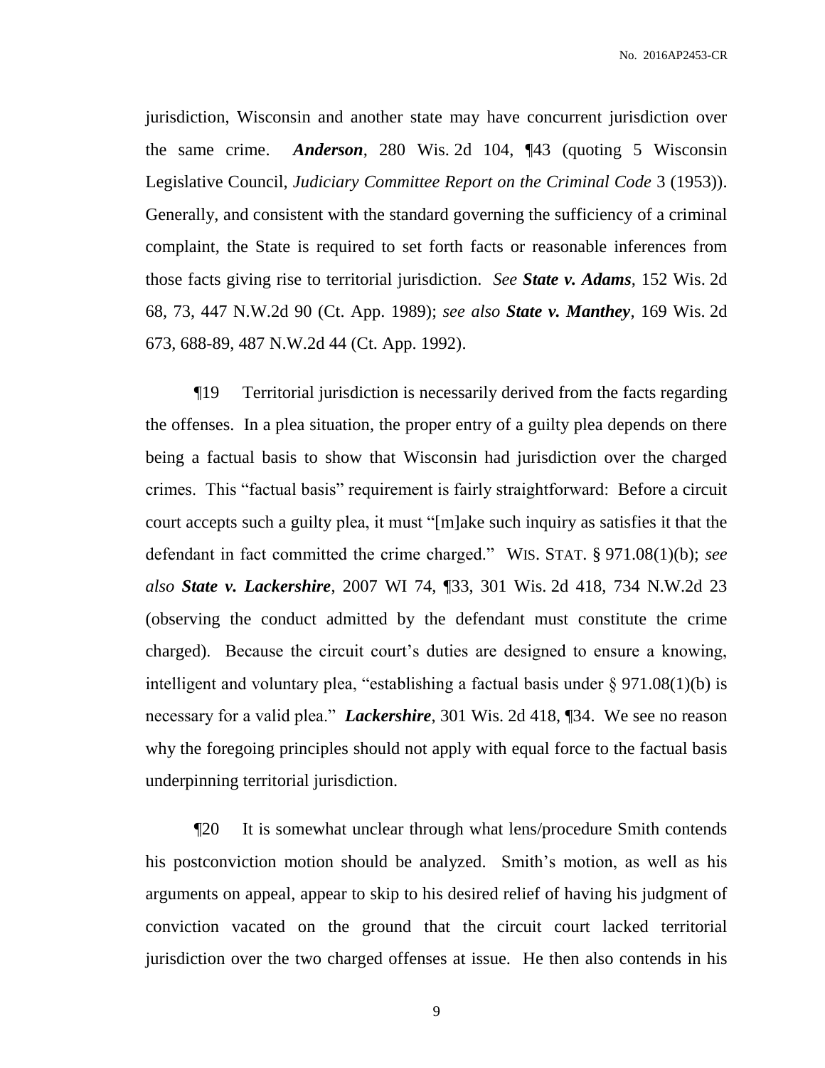jurisdiction, Wisconsin and another state may have concurrent jurisdiction over the same crime. ***Anderson***, 280 Wis. 2d 104, ¶43 (quoting 5 Wisconsin Legislative Council, *Judiciary Committee Report on the Criminal Code* 3 (1953)). Generally, and consistent with the standard governing the sufficiency of a criminal complaint, the State is required to set forth facts or reasonable inferences from those facts giving rise to territorial jurisdiction. *See* ***State v. Adams***, 152 Wis. 2d 68, 73, 447 N.W.2d 90 (Ct. App. 1989); *see also* ***State v. Manthey***, 169 Wis. 2d 673, 688-89, 487 N.W.2d 44 (Ct. App. 1992).

¶19 Territorial jurisdiction is necessarily derived from the facts regarding the offenses. In a plea situation, the proper entry of a guilty plea depends on there being a factual basis to show that Wisconsin had jurisdiction over the charged crimes. This "factual basis" requirement is fairly straightforward: Before a circuit court accepts such a guilty plea, it must "[m]ake such inquiry as satisfies it that the defendant in fact committed the crime charged." WIS. STAT. § 971.08(1)(b); *see also* ***State v. Lackershire***, 2007 WI 74, ¶33, 301 Wis. 2d 418, 734 N.W.2d 23 (observing the conduct admitted by the defendant must constitute the crime charged). Because the circuit court's duties are designed to ensure a knowing, intelligent and voluntary plea, "establishing a factual basis under § 971.08(1)(b) is necessary for a valid plea." ***Lackershire***, 301 Wis. 2d 418, ¶34. We see no reason why the foregoing principles should not apply with equal force to the factual basis underpinning territorial jurisdiction.

¶20 It is somewhat unclear through what lens/procedure Smith contends his postconviction motion should be analyzed. Smith's motion, as well as his arguments on appeal, appear to skip to his desired relief of having his judgment of conviction vacated on the ground that the circuit court lacked territorial jurisdiction over the two charged offenses at issue. He then also contends in his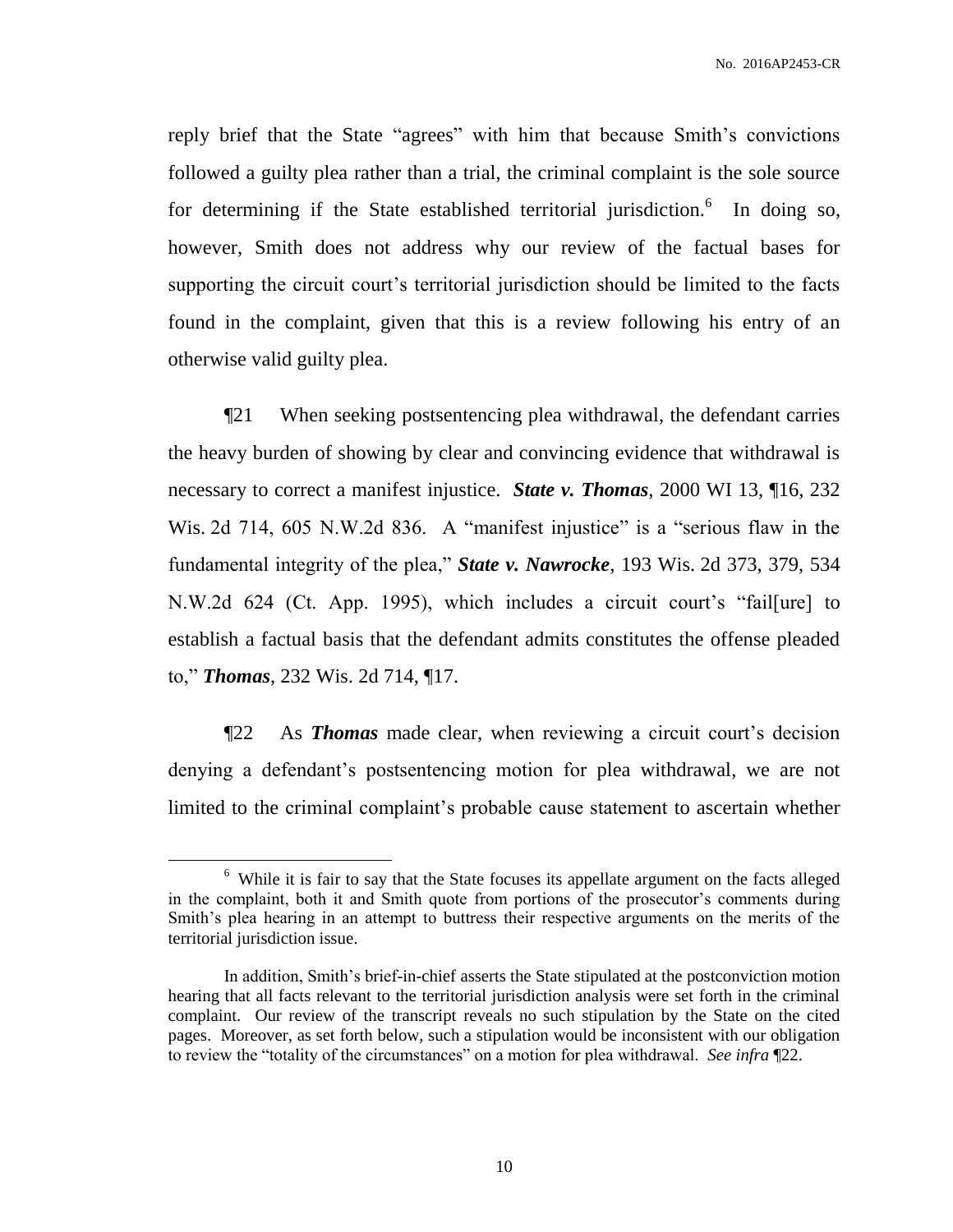reply brief that the State "agrees" with him that because Smith's convictions followed a guilty plea rather than a trial, the criminal complaint is the sole source for determining if the State established territorial jurisdiction.[6] In doing so, however, Smith does not address why our review of the factual bases for supporting the circuit court's territorial jurisdiction should be limited to the facts found in the complaint, given that this is a review following his entry of an otherwise valid guilty plea.

¶21 When seeking postsentencing plea withdrawal, the defendant carries the heavy burden of showing by clear and convincing evidence that withdrawal is necessary to correct a manifest injustice. ***State v. Thomas***, 2000 WI 13, ¶16, 232 Wis. 2d 714, 605 N.W.2d 836. A "manifest injustice" is a "serious flaw in the fundamental integrity of the plea," ***State v. Nawrocke***, 193 Wis. 2d 373, 379, 534 N.W.2d 624 (Ct. App. 1995), which includes a circuit court's "fail[ure] to establish a factual basis that the defendant admits constitutes the offense pleaded to," ***Thomas***, 232 Wis. 2d 714, ¶17.

¶22 As ***Thomas*** made clear, when reviewing a circuit court's decision denying a defendant's postsentencing motion for plea withdrawal, we are not limited to the criminal complaint's probable cause statement to ascertain whether

---

[6] While it is fair to say that the State focuses its appellate argument on the facts alleged in the complaint, both it and Smith quote from portions of the prosecutor's comments during Smith's plea hearing in an attempt to buttress their respective arguments on the merits of the territorial jurisdiction issue.

In addition, Smith's brief-in-chief asserts the State stipulated at the postconviction motion hearing that all facts relevant to the territorial jurisdiction analysis were set forth in the criminal complaint. Our review of the transcript reveals no such stipulation by the State on the cited pages. Moreover, as set forth below, such a stipulation would be inconsistent with our obligation to review the "totality of the circumstances" on a motion for plea withdrawal. *See infra* ¶22.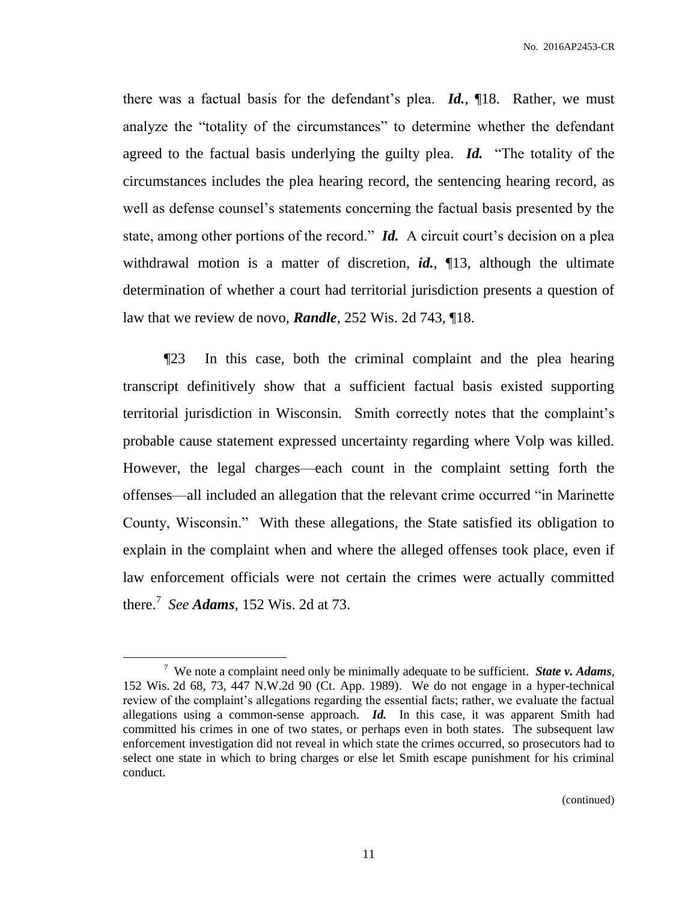there was a factual basis for the defendant's plea. ***Id.***, ¶18. Rather, we must analyze the "totality of the circumstances" to determine whether the defendant agreed to the factual basis underlying the guilty plea. ***Id.*** "The totality of the circumstances includes the plea hearing record, the sentencing hearing record, as well as defense counsel's statements concerning the factual basis presented by the state, among other portions of the record." ***Id.*** A circuit court's decision on a plea withdrawal motion is a matter of discretion, ***id.***, ¶13, although the ultimate determination of whether a court had territorial jurisdiction presents a question of law that we review de novo, ***Randle***, 252 Wis. 2d 743, ¶18.

¶23 In this case, both the criminal complaint and the plea hearing transcript definitively show that a sufficient factual basis existed supporting territorial jurisdiction in Wisconsin. Smith correctly notes that the complaint's probable cause statement expressed uncertainty regarding where Volp was killed. However, the legal charges—each count in the complaint setting forth the offenses—all included an allegation that the relevant crime occurred "in Marinette County, Wisconsin." With these allegations, the State satisfied its obligation to explain in the complaint when and where the alleged offenses took place, even if law enforcement officials were not certain the crimes were actually committed there.[7] *See* ***Adams***, 152 Wis. 2d at 73.

---

[7] We note a complaint need only be minimally adequate to be sufficient. ***State v. Adams***, 152 Wis. 2d 68, 73, 447 N.W.2d 90 (Ct. App. 1989). We do not engage in a hyper-technical review of the complaint's allegations regarding the essential facts; rather, we evaluate the factual allegations using a common-sense approach. ***Id.*** In this case, it was apparent Smith had committed his crimes in one of two states, or perhaps even in both states. The subsequent law enforcement investigation did not reveal in which state the crimes occurred, so prosecutors had to select one state in which to bring charges or else let Smith escape punishment for his criminal conduct.

(continued)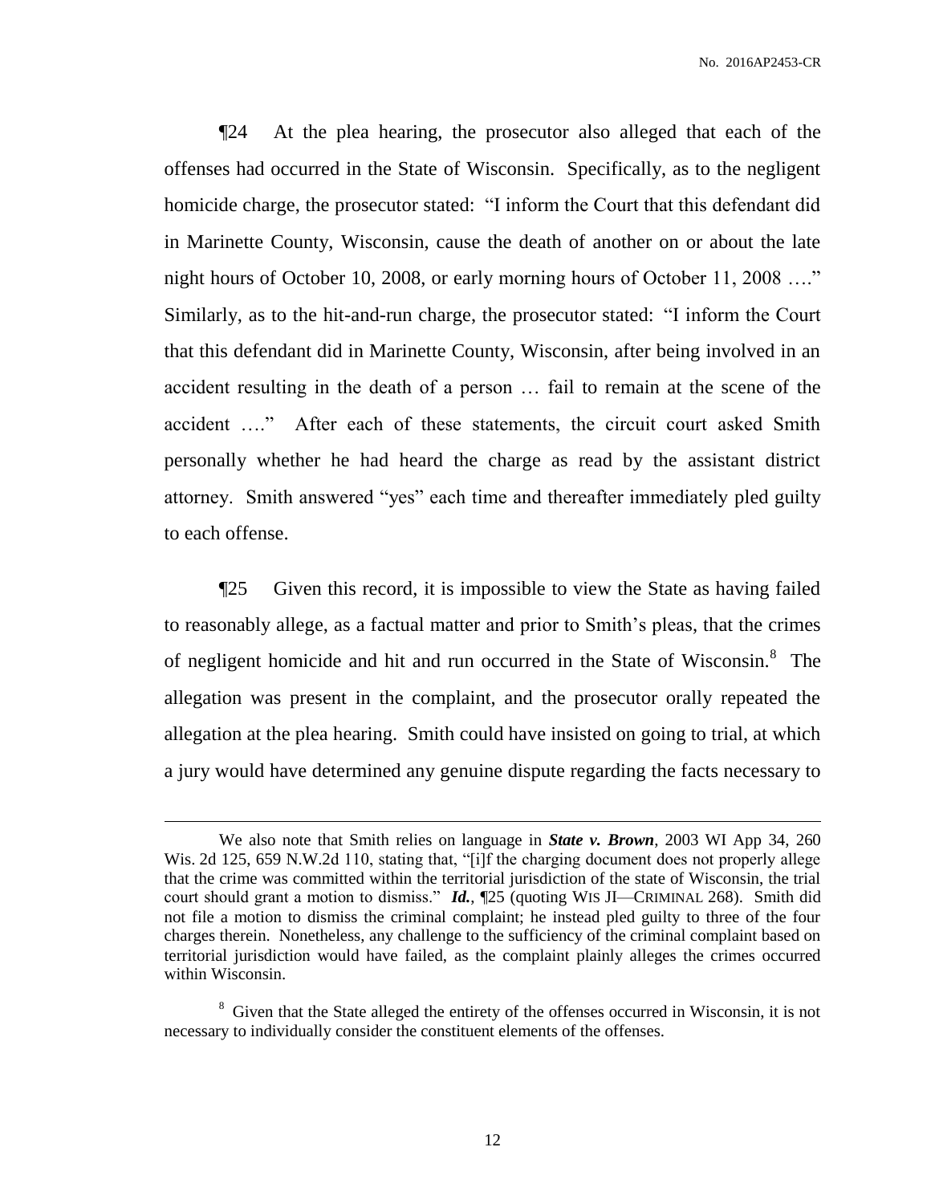¶24 At the plea hearing, the prosecutor also alleged that each of the offenses had occurred in the State of Wisconsin. Specifically, as to the negligent homicide charge, the prosecutor stated: "I inform the Court that this defendant did in Marinette County, Wisconsin, cause the death of another on or about the late night hours of October 10, 2008, or early morning hours of October 11, 2008 …." Similarly, as to the hit-and-run charge, the prosecutor stated: "I inform the Court that this defendant did in Marinette County, Wisconsin, after being involved in an accident resulting in the death of a person … fail to remain at the scene of the accident …." After each of these statements, the circuit court asked Smith personally whether he had heard the charge as read by the assistant district attorney. Smith answered "yes" each time and thereafter immediately pled guilty to each offense.

¶25 Given this record, it is impossible to view the State as having failed to reasonably allege, as a factual matter and prior to Smith's pleas, that the crimes of negligent homicide and hit and run occurred in the State of Wisconsin.[8] The allegation was present in the complaint, and the prosecutor orally repeated the allegation at the plea hearing. Smith could have insisted on going to trial, at which a jury would have determined any genuine dispute regarding the facts necessary to

---

We also note that Smith relies on language in ***State v. Brown***, 2003 WI App 34, 260 Wis. 2d 125, 659 N.W.2d 110, stating that, "[i]f the charging document does not properly allege that the crime was committed within the territorial jurisdiction of the state of Wisconsin, the trial court should grant a motion to dismiss." ***Id.***, ¶25 (quoting WIS JI—CRIMINAL 268). Smith did not file a motion to dismiss the criminal complaint; he instead pled guilty to three of the four charges therein. Nonetheless, any challenge to the sufficiency of the criminal complaint based on territorial jurisdiction would have failed, as the complaint plainly alleges the crimes occurred within Wisconsin.

[8] Given that the State alleged the entirety of the offenses occurred in Wisconsin, it is not necessary to individually consider the constituent elements of the offenses.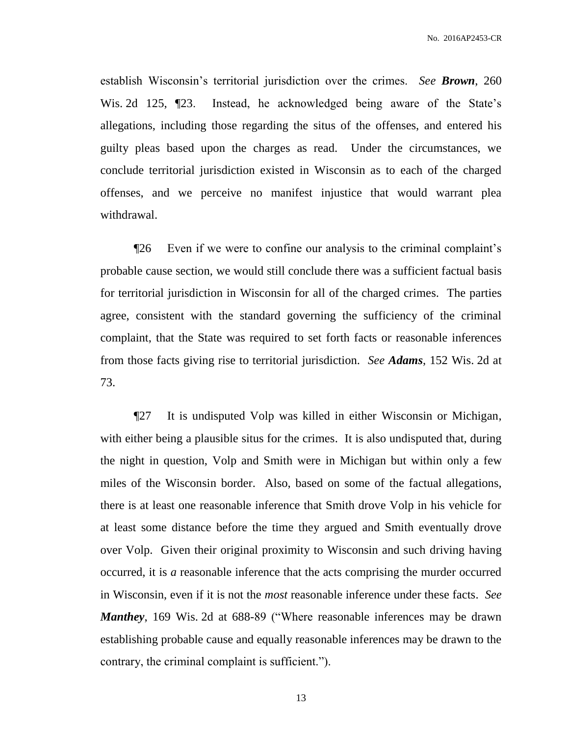establish Wisconsin's territorial jurisdiction over the crimes. *See* ***Brown***, 260 Wis. 2d 125, ¶23. Instead, he acknowledged being aware of the State's allegations, including those regarding the situs of the offenses, and entered his guilty pleas based upon the charges as read. Under the circumstances, we conclude territorial jurisdiction existed in Wisconsin as to each of the charged offenses, and we perceive no manifest injustice that would warrant plea withdrawal.

¶26 Even if we were to confine our analysis to the criminal complaint's probable cause section, we would still conclude there was a sufficient factual basis for territorial jurisdiction in Wisconsin for all of the charged crimes. The parties agree, consistent with the standard governing the sufficiency of the criminal complaint, that the State was required to set forth facts or reasonable inferences from those facts giving rise to territorial jurisdiction. *See* ***Adams***, 152 Wis. 2d at 73.

¶27 It is undisputed Volp was killed in either Wisconsin or Michigan, with either being a plausible situs for the crimes. It is also undisputed that, during the night in question, Volp and Smith were in Michigan but within only a few miles of the Wisconsin border. Also, based on some of the factual allegations, there is at least one reasonable inference that Smith drove Volp in his vehicle for at least some distance before the time they argued and Smith eventually drove over Volp. Given their original proximity to Wisconsin and such driving having occurred, it is *a* reasonable inference that the acts comprising the murder occurred in Wisconsin, even if it is not the *most* reasonable inference under these facts. *See* ***Manthey***, 169 Wis. 2d at 688-89 ("Where reasonable inferences may be drawn establishing probable cause and equally reasonable inferences may be drawn to the contrary, the criminal complaint is sufficient.").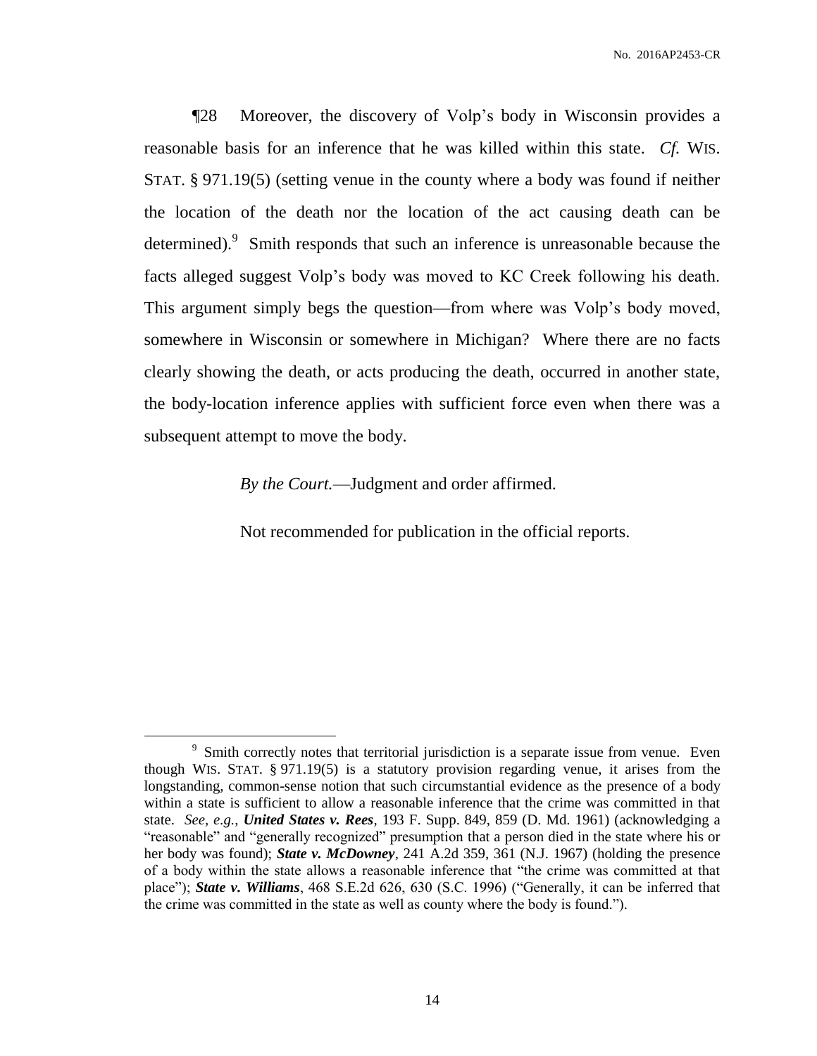¶28 Moreover, the discovery of Volp's body in Wisconsin provides a reasonable basis for an inference that he was killed within this state. *Cf.* WIS. STAT. § 971.19(5) (setting venue in the county where a body was found if neither the location of the death nor the location of the act causing death can be determined).[9] Smith responds that such an inference is unreasonable because the facts alleged suggest Volp's body was moved to KC Creek following his death. This argument simply begs the question—from where was Volp's body moved, somewhere in Wisconsin or somewhere in Michigan? Where there are no facts clearly showing the death, or acts producing the death, occurred in another state, the body-location inference applies with sufficient force even when there was a subsequent attempt to move the body.

*By the Court.*—Judgment and order affirmed.

Not recommended for publication in the official reports.

---

[9] Smith correctly notes that territorial jurisdiction is a separate issue from venue. Even though WIS. STAT. § 971.19(5) is a statutory provision regarding venue, it arises from the longstanding, common-sense notion that such circumstantial evidence as the presence of a body within a state is sufficient to allow a reasonable inference that the crime was committed in that state. *See, e.g.*, ***United States v. Rees***, 193 F. Supp. 849, 859 (D. Md. 1961) (acknowledging a "reasonable" and "generally recognized" presumption that a person died in the state where his or her body was found); ***State v. McDowney***, 241 A.2d 359, 361 (N.J. 1967) (holding the presence of a body within the state allows a reasonable inference that "the crime was committed at that place"); ***State v. Williams***, 468 S.E.2d 626, 630 (S.C. 1996) ("Generally, it can be inferred that the crime was committed in the state as well as county where the body is found.").